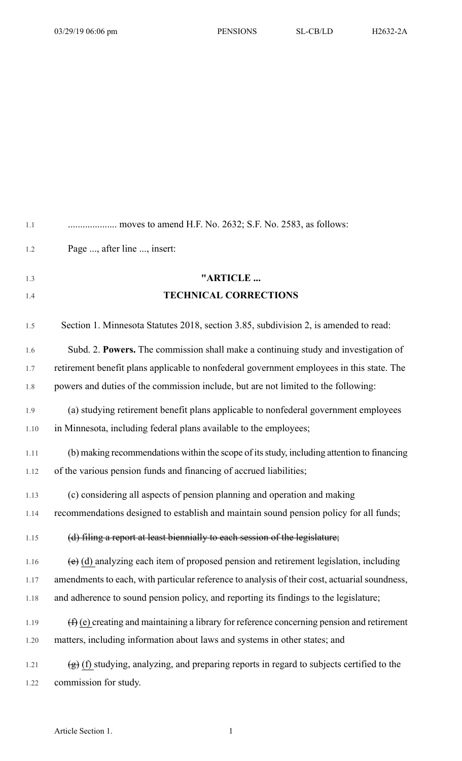.................... moves to amend H.F. No. 2632; S.F. No. 2583, as follows:

Page ..., after line ..., insert:

**"ARTICLE ...**

**TECHNICAL CORRECTIONS**

Section 1. Minnesota Statutes 2018, section 3.85, subdivision 2, is amended to read:

Subd. 2. **Powers.** The commission shall make a continuing study and investigation of retirement benefit plans applicable to nonfederal government employees in this state. The powers and duties of the commission include, but are not limited to the following:

(a) studying retirement benefit plans applicable to nonfederal government employees in Minnesota, including federal plans available to the employees;

(b) making recommendations within the scope of its study, including attention to financing of the various pension funds and financing of accrued liabilities;

(c) considering all aspects of pension planning and operation and making recommendations designed to establish and maintain sound pension policy for all funds;

~~(d) filing a report at least biennially to each session of the legislature;~~

~~(e)~~ (d) analyzing each item of proposed pension and retirement legislation, including amendments to each, with particular reference to analysis of their cost, actuarial soundness, and adherence to sound pension policy, and reporting its findings to the legislature;

~~(f)~~ (e) creating and maintaining a library for reference concerning pension and retirement matters, including information about laws and systems in other states; and

~~(g)~~ (f) studying, analyzing, and preparing reports in regard to subjects certified to the commission for study.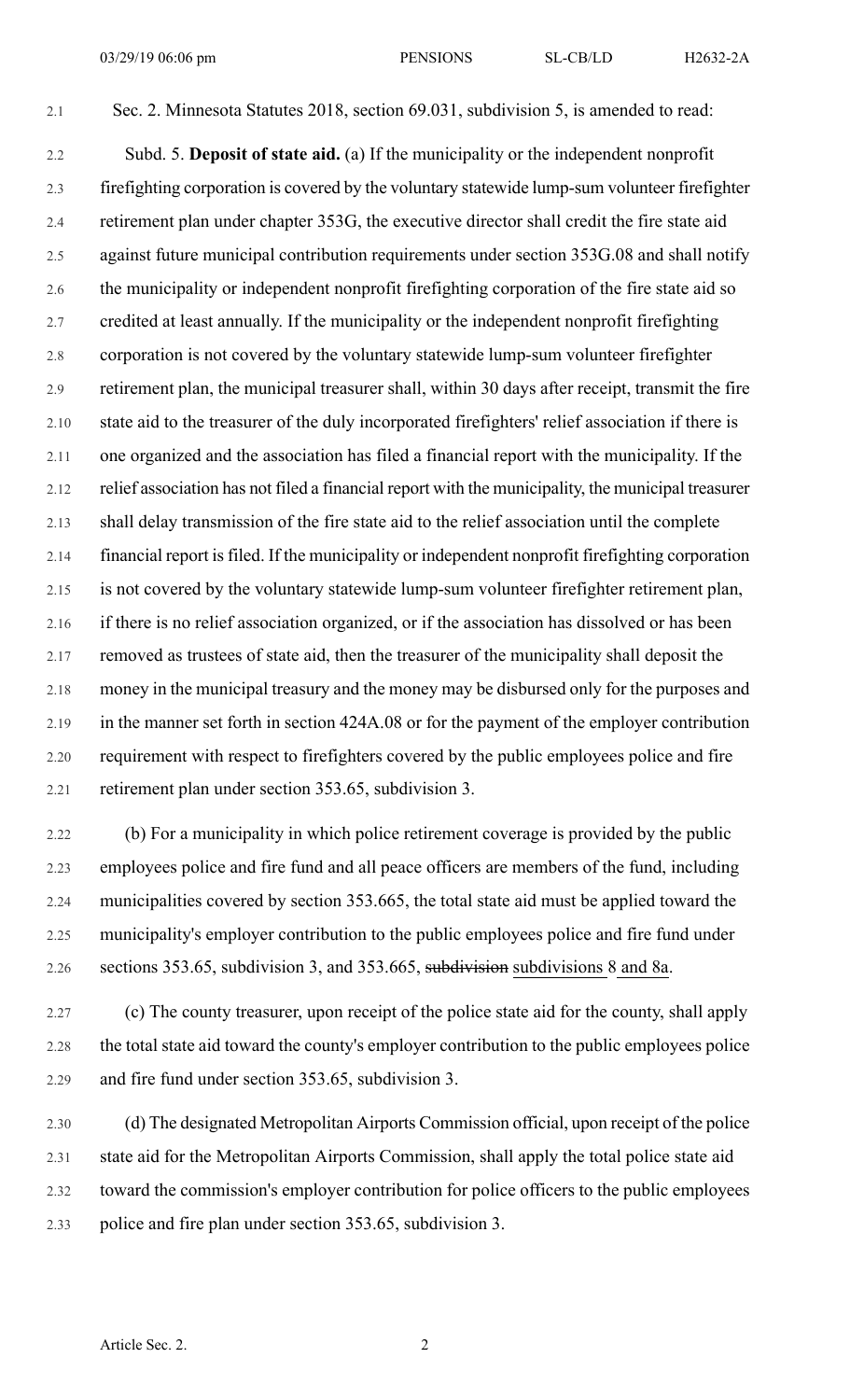Sec. 2. Minnesota Statutes 2018, section 69.031, subdivision 5, is amended to read:

Subd. 5. **Deposit of state aid.** (a) If the municipality or the independent nonprofit firefighting corporation is covered by the voluntary statewide lump-sum volunteer firefighter retirement plan under chapter 353G, the executive director shall credit the fire state aid against future municipal contribution requirements under section 353G.08 and shall notify the municipality or independent nonprofit firefighting corporation of the fire state aid so credited at least annually. If the municipality or the independent nonprofit firefighting corporation is not covered by the voluntary statewide lump-sum volunteer firefighter retirement plan, the municipal treasurer shall, within 30 days after receipt, transmit the fire state aid to the treasurer of the duly incorporated firefighters' relief association if there is one organized and the association has filed a financial report with the municipality. If the relief association has not filed a financial report with the municipality, the municipal treasurer shall delay transmission of the fire state aid to the relief association until the complete financial report is filed. If the municipality or independent nonprofit firefighting corporation is not covered by the voluntary statewide lump-sum volunteer firefighter retirement plan, if there is no relief association organized, or if the association has dissolved or has been removed as trustees of state aid, then the treasurer of the municipality shall deposit the money in the municipal treasury and the money may be disbursed only for the purposes and in the manner set forth in section 424A.08 or for the payment of the employer contribution requirement with respect to firefighters covered by the public employees police and fire retirement plan under section 353.65, subdivision 3.

(b) For a municipality in which police retirement coverage is provided by the public employees police and fire fund and all peace officers are members of the fund, including municipalities covered by section 353.665, the total state aid must be applied toward the municipality's employer contribution to the public employees police and fire fund under sections 353.65, subdivision 3, and 353.665, ~~subdivision~~ subdivisions 8 and 8a.

(c) The county treasurer, upon receipt of the police state aid for the county, shall apply the total state aid toward the county's employer contribution to the public employees police and fire fund under section 353.65, subdivision 3.

(d) The designated Metropolitan Airports Commission official, upon receipt of the police state aid for the Metropolitan Airports Commission, shall apply the total police state aid toward the commission's employer contribution for police officers to the public employees police and fire plan under section 353.65, subdivision 3.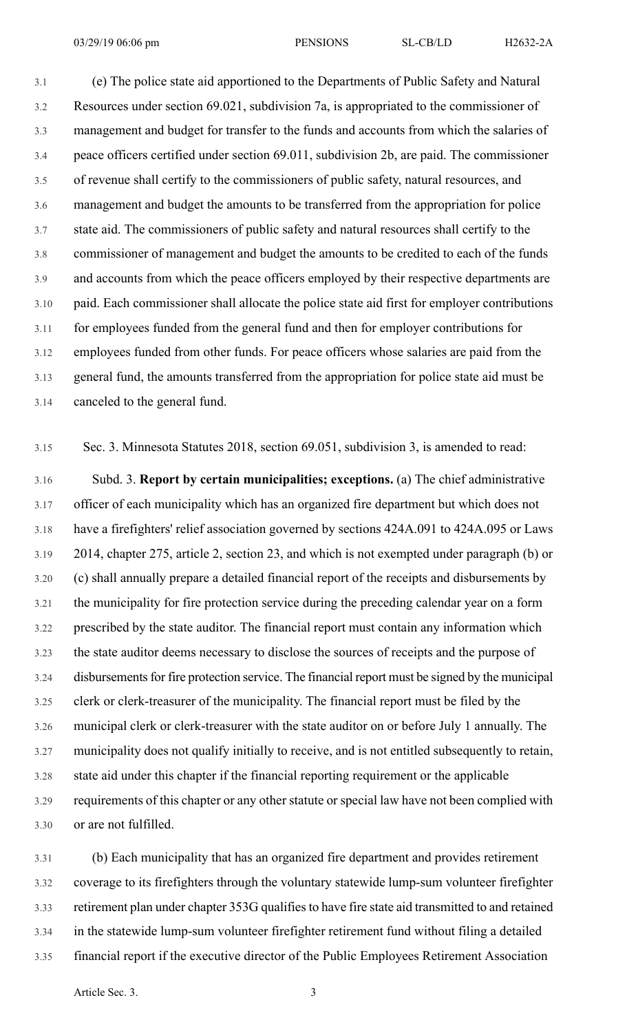(e) The police state aid apportioned to the Departments of Public Safety and Natural Resources under section 69.021, subdivision 7a, is appropriated to the commissioner of management and budget for transfer to the funds and accounts from which the salaries of peace officers certified under section 69.011, subdivision 2b, are paid. The commissioner of revenue shall certify to the commissioners of public safety, natural resources, and management and budget the amounts to be transferred from the appropriation for police state aid. The commissioners of public safety and natural resources shall certify to the commissioner of management and budget the amounts to be credited to each of the funds and accounts from which the peace officers employed by their respective departments are paid. Each commissioner shall allocate the police state aid first for employer contributions for employees funded from the general fund and then for employer contributions for employees funded from other funds. For peace officers whose salaries are paid from the general fund, the amounts transferred from the appropriation for police state aid must be canceled to the general fund.

Sec. 3. Minnesota Statutes 2018, section 69.051, subdivision 3, is amended to read:

Subd. 3. **Report by certain municipalities; exceptions.** (a) The chief administrative officer of each municipality which has an organized fire department but which does not have a firefighters' relief association governed by sections 424A.091 to 424A.095 or Laws 2014, chapter 275, article 2, section 23, and which is not exempted under paragraph (b) or (c) shall annually prepare a detailed financial report of the receipts and disbursements by the municipality for fire protection service during the preceding calendar year on a form prescribed by the state auditor. The financial report must contain any information which the state auditor deems necessary to disclose the sources of receipts and the purpose of disbursements for fire protection service. The financial report must be signed by the municipal clerk or clerk-treasurer of the municipality. The financial report must be filed by the municipal clerk or clerk-treasurer with the state auditor on or before July 1 annually. The municipality does not qualify initially to receive, and is not entitled subsequently to retain, state aid under this chapter if the financial reporting requirement or the applicable requirements of this chapter or any other statute or special law have not been complied with or are not fulfilled.

(b) Each municipality that has an organized fire department and provides retirement coverage to its firefighters through the voluntary statewide lump-sum volunteer firefighter retirement plan under chapter 353G qualifies to have fire state aid transmitted to and retained in the statewide lump-sum volunteer firefighter retirement fund without filing a detailed financial report if the executive director of the Public Employees Retirement Association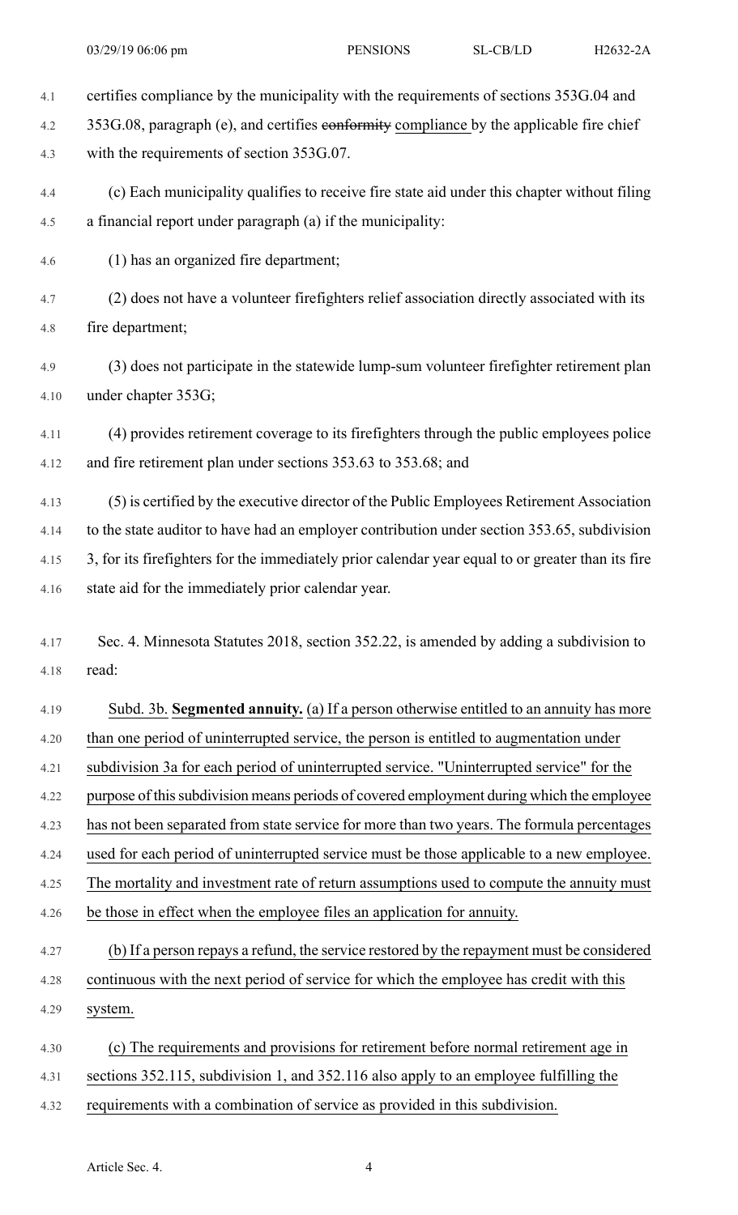certifies compliance by the municipality with the requirements of sections 353G.04 and 353G.08, paragraph (e), and certifies ~~conformity~~ compliance by the applicable fire chief with the requirements of section 353G.07.

(c) Each municipality qualifies to receive fire state aid under this chapter without filing a financial report under paragraph (a) if the municipality:

(1) has an organized fire department;

(2) does not have a volunteer firefighters relief association directly associated with its fire department;

(3) does not participate in the statewide lump-sum volunteer firefighter retirement plan under chapter 353G;

(4) provides retirement coverage to its firefighters through the public employees police and fire retirement plan under sections 353.63 to 353.68; and

(5) is certified by the executive director of the Public Employees Retirement Association to the state auditor to have had an employer contribution under section 353.65, subdivision 3, for its firefighters for the immediately prior calendar year equal to or greater than its fire state aid for the immediately prior calendar year.

Sec. 4. Minnesota Statutes 2018, section 352.22, is amended by adding a subdivision to read:

Subd. 3b. **Segmented annuity.** (a) If a person otherwise entitled to an annuity has more than one period of uninterrupted service, the person is entitled to augmentation under subdivision 3a for each period of uninterrupted service. "Uninterrupted service" for the purpose of this subdivision means periods of covered employment during which the employee has not been separated from state service for more than two years. The formula percentages used for each period of uninterrupted service must be those applicable to a new employee. The mortality and investment rate of return assumptions used to compute the annuity must be those in effect when the employee files an application for annuity.

(b) If a person repays a refund, the service restored by the repayment must be considered continuous with the next period of service for which the employee has credit with this system.

(c) The requirements and provisions for retirement before normal retirement age in sections 352.115, subdivision 1, and 352.116 also apply to an employee fulfilling the requirements with a combination of service as provided in this subdivision.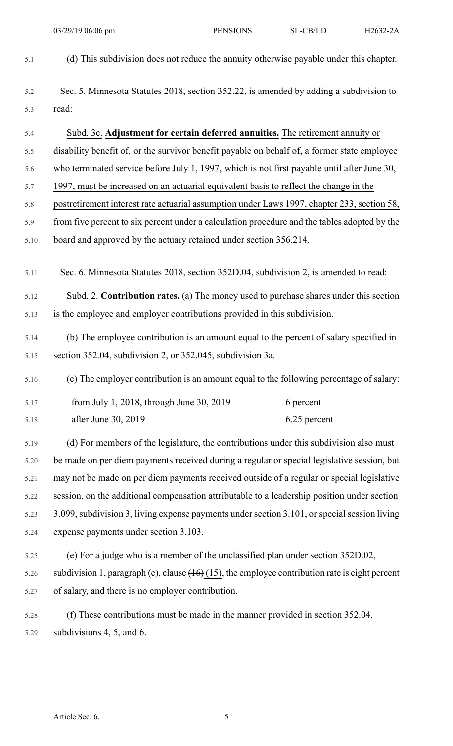(d) This subdivision does not reduce the annuity otherwise payable under this chapter.

Sec. 5. Minnesota Statutes 2018, section 352.22, is amended by adding a subdivision to read:

Subd. 3c. **Adjustment for certain deferred annuities.** The retirement annuity or disability benefit of, or the survivor benefit payable on behalf of, a former state employee who terminated service before July 1, 1997, which is not first payable until after June 30, 1997, must be increased on an actuarial equivalent basis to reflect the change in the postretirement interest rate actuarial assumption under Laws 1997, chapter 233, section 58, from five percent to six percent under a calculation procedure and the tables adopted by the board and approved by the actuary retained under section 356.214.

Sec. 6. Minnesota Statutes 2018, section 352D.04, subdivision 2, is amended to read:

Subd. 2. **Contribution rates.** (a) The money used to purchase shares under this section is the employee and employer contributions provided in this subdivision.

(b) The employee contribution is an amount equal to the percent of salary specified in section 352.04, subdivision 2~~, or 352.045, subdivision 3a~~.

(c) The employer contribution is an amount equal to the following percentage of salary:

| | |
|---|---|
| from July 1, 2018, through June 30, 2019 | 6 percent |
| after June 30, 2019 | 6.25 percent |

(d) For members of the legislature, the contributions under this subdivision also must be made on per diem payments received during a regular or special legislative session, but may not be made on per diem payments received outside of a regular or special legislative session, on the additional compensation attributable to a leadership position under section 3.099, subdivision 3, living expense payments under section 3.101, or special session living expense payments under section 3.103.

(e) For a judge who is a member of the unclassified plan under section 352D.02, subdivision 1, paragraph (c), clause ~~(16)~~ (15), the employee contribution rate is eight percent of salary, and there is no employer contribution.

(f) These contributions must be made in the manner provided in section 352.04, subdivisions 4, 5, and 6.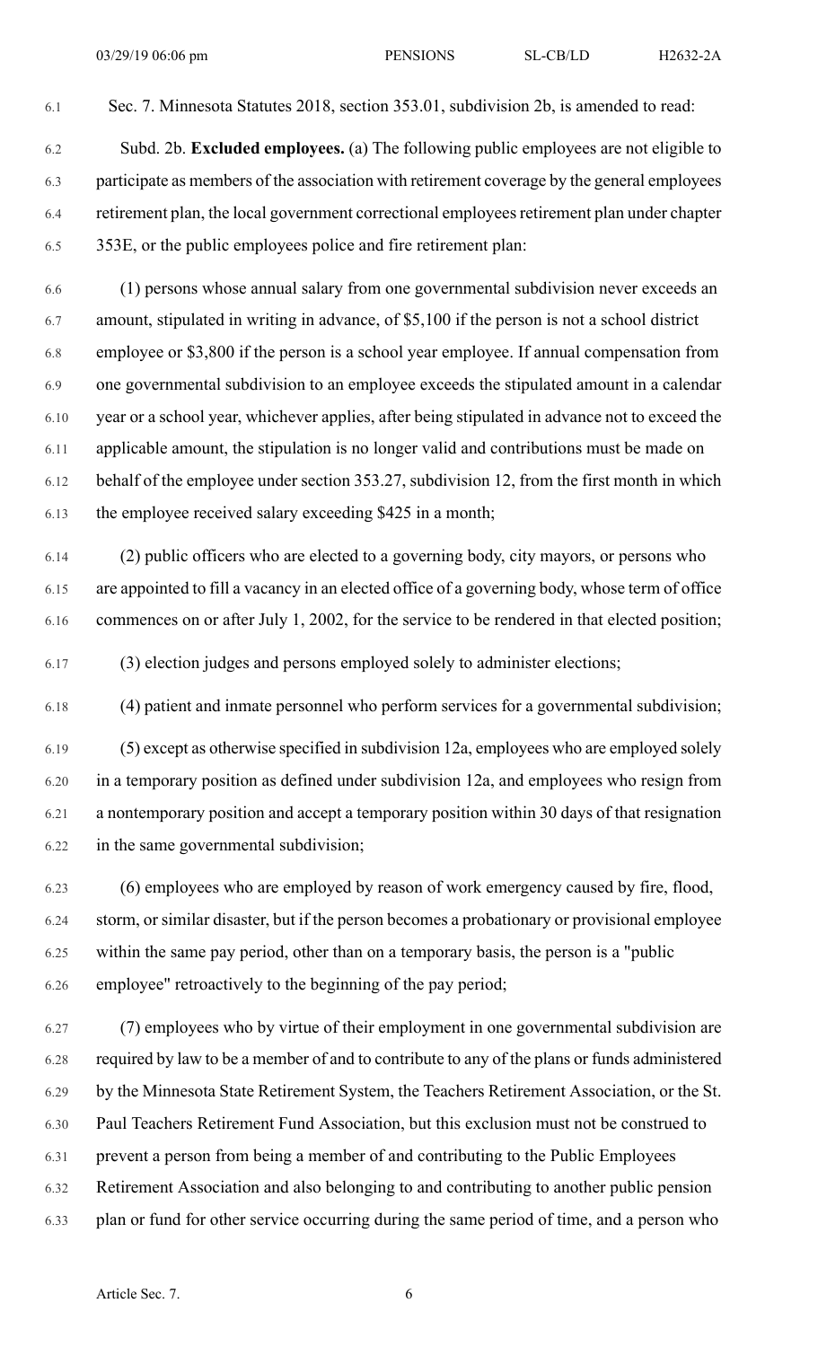Sec. 7. Minnesota Statutes 2018, section 353.01, subdivision 2b, is amended to read:

Subd. 2b. **Excluded employees.** (a) The following public employees are not eligible to participate as members of the association with retirement coverage by the general employees retirement plan, the local government correctional employees retirement plan under chapter 353E, or the public employees police and fire retirement plan:

(1) persons whose annual salary from one governmental subdivision never exceeds an amount, stipulated in writing in advance, of $5,100 if the person is not a school district employee or $3,800 if the person is a school year employee. If annual compensation from one governmental subdivision to an employee exceeds the stipulated amount in a calendar year or a school year, whichever applies, after being stipulated in advance not to exceed the applicable amount, the stipulation is no longer valid and contributions must be made on behalf of the employee under section 353.27, subdivision 12, from the first month in which the employee received salary exceeding $425 in a month;

(2) public officers who are elected to a governing body, city mayors, or persons who are appointed to fill a vacancy in an elected office of a governing body, whose term of office commences on or after July 1, 2002, for the service to be rendered in that elected position;

(3) election judges and persons employed solely to administer elections;

(4) patient and inmate personnel who perform services for a governmental subdivision;

(5) except as otherwise specified in subdivision 12a, employees who are employed solely in a temporary position as defined under subdivision 12a, and employees who resign from a nontemporary position and accept a temporary position within 30 days of that resignation in the same governmental subdivision;

(6) employees who are employed by reason of work emergency caused by fire, flood, storm, or similar disaster, but if the person becomes a probationary or provisional employee within the same pay period, other than on a temporary basis, the person is a "public employee" retroactively to the beginning of the pay period;

(7) employees who by virtue of their employment in one governmental subdivision are required by law to be a member of and to contribute to any of the plans or funds administered by the Minnesota State Retirement System, the Teachers Retirement Association, or the St. Paul Teachers Retirement Fund Association, but this exclusion must not be construed to prevent a person from being a member of and contributing to the Public Employees Retirement Association and also belonging to and contributing to another public pension plan or fund for other service occurring during the same period of time, and a person who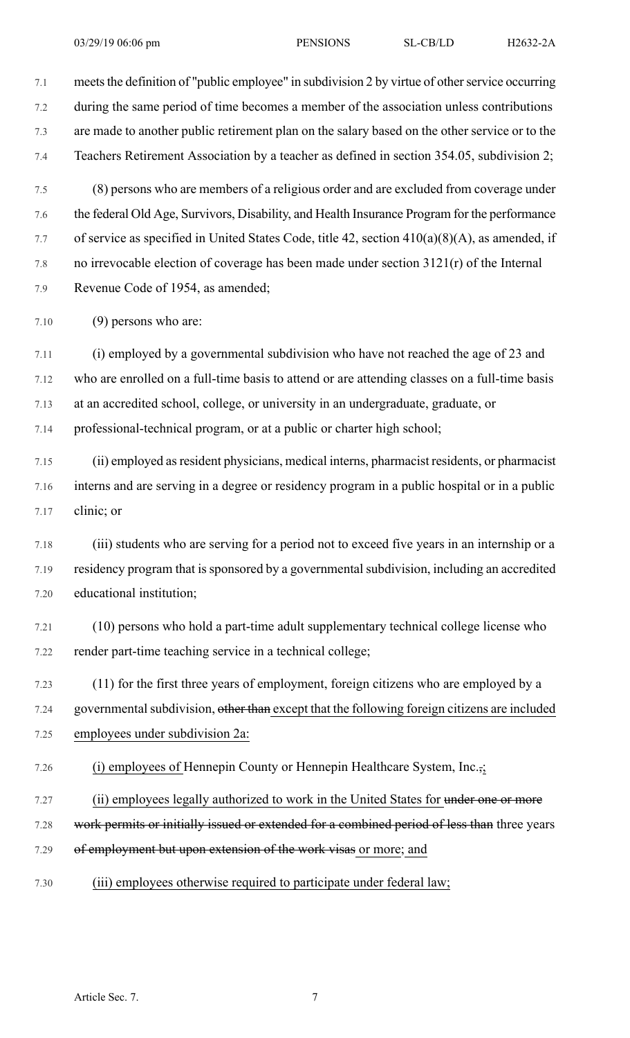meets the definition of "public employee" in subdivision 2 by virtue of other service occurring during the same period of time becomes a member of the association unless contributions are made to another public retirement plan on the salary based on the other service or to the Teachers Retirement Association by a teacher as defined in section 354.05, subdivision 2;

(8) persons who are members of a religious order and are excluded from coverage under the federal Old Age, Survivors, Disability, and Health Insurance Program for the performance of service as specified in United States Code, title 42, section 410(a)(8)(A), as amended, if no irrevocable election of coverage has been made under section 3121(r) of the Internal Revenue Code of 1954, as amended;

(9) persons who are:

(i) employed by a governmental subdivision who have not reached the age of 23 and who are enrolled on a full-time basis to attend or are attending classes on a full-time basis at an accredited school, college, or university in an undergraduate, graduate, or professional-technical program, or at a public or charter high school;

(ii) employed as resident physicians, medical interns, pharmacist residents, or pharmacist interns and are serving in a degree or residency program in a public hospital or in a public clinic; or

(iii) students who are serving for a period not to exceed five years in an internship or a residency program that is sponsored by a governmental subdivision, including an accredited educational institution;

(10) persons who hold a part-time adult supplementary technical college license who render part-time teaching service in a technical college;

(11) for the first three years of employment, foreign citizens who are employed by a governmental subdivision, ~~other than~~ <u>except that the following foreign citizens are included employees under subdivision 2a:</u>

<u>(i) employees of</u> Hennepin County or Hennepin Healthcare System, Inc.~~.~~<u>;</u>

<u>(ii) employees</u> legally authorized to work in the United States for ~~under one or more work permits or initially issued or extended for a combined period of less than~~ three years ~~of employment but upon extension of the work visas~~ <u>or more; and</u>

<u>(iii) employees otherwise required to participate under federal law;</u>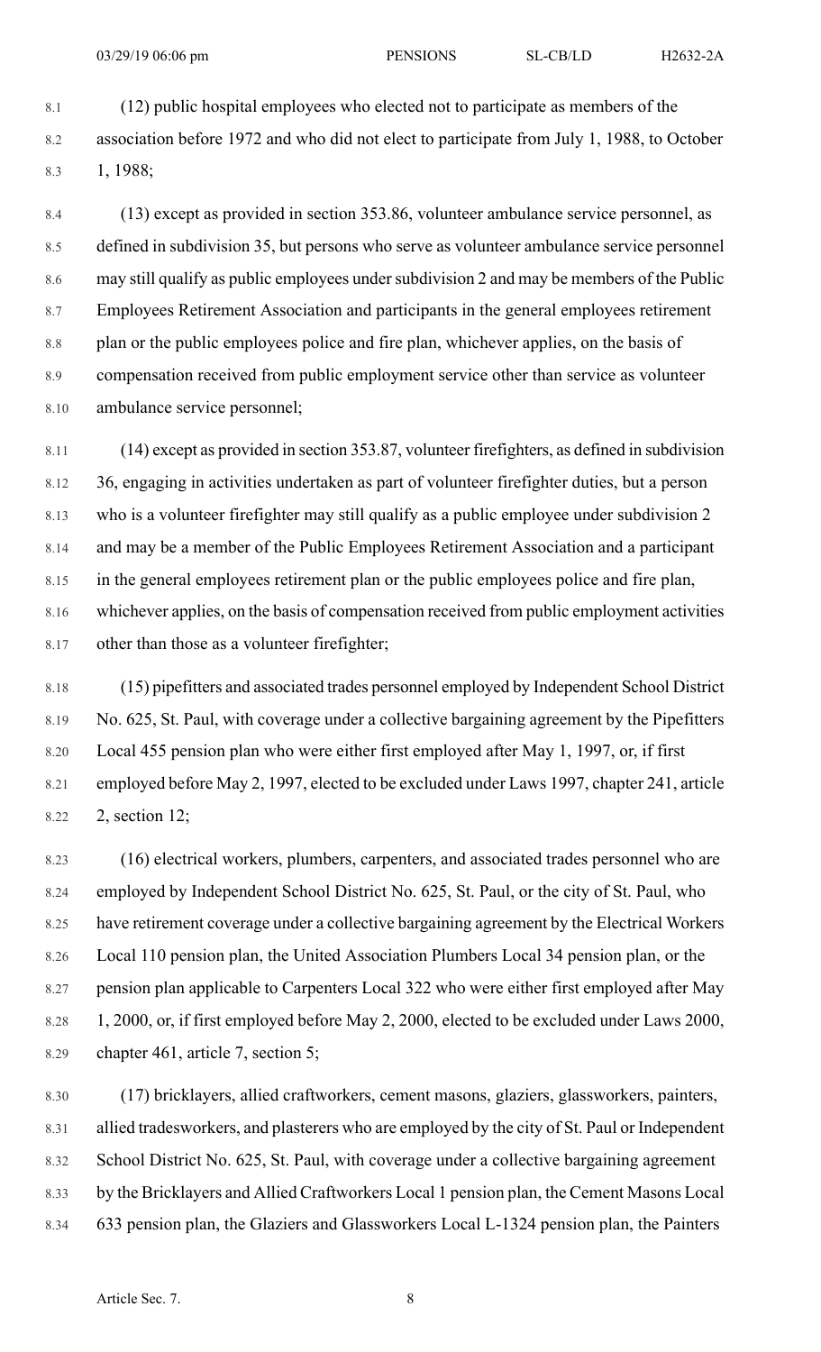(12) public hospital employees who elected not to participate as members of the association before 1972 and who did not elect to participate from July 1, 1988, to October 1, 1988;

(13) except as provided in section 353.86, volunteer ambulance service personnel, as defined in subdivision 35, but persons who serve as volunteer ambulance service personnel may still qualify as public employees under subdivision 2 and may be members of the Public Employees Retirement Association and participants in the general employees retirement plan or the public employees police and fire plan, whichever applies, on the basis of compensation received from public employment service other than service as volunteer ambulance service personnel;

(14) except as provided in section 353.87, volunteer firefighters, as defined in subdivision 36, engaging in activities undertaken as part of volunteer firefighter duties, but a person who is a volunteer firefighter may still qualify as a public employee under subdivision 2 and may be a member of the Public Employees Retirement Association and a participant in the general employees retirement plan or the public employees police and fire plan, whichever applies, on the basis of compensation received from public employment activities other than those as a volunteer firefighter;

(15) pipefitters and associated trades personnel employed by Independent School District No. 625, St. Paul, with coverage under a collective bargaining agreement by the Pipefitters Local 455 pension plan who were either first employed after May 1, 1997, or, if first employed before May 2, 1997, elected to be excluded under Laws 1997, chapter 241, article 2, section 12;

(16) electrical workers, plumbers, carpenters, and associated trades personnel who are employed by Independent School District No. 625, St. Paul, or the city of St. Paul, who have retirement coverage under a collective bargaining agreement by the Electrical Workers Local 110 pension plan, the United Association Plumbers Local 34 pension plan, or the pension plan applicable to Carpenters Local 322 who were either first employed after May 1, 2000, or, if first employed before May 2, 2000, elected to be excluded under Laws 2000, chapter 461, article 7, section 5;

(17) bricklayers, allied craftworkers, cement masons, glaziers, glassworkers, painters, allied tradesworkers, and plasterers who are employed by the city of St. Paul or Independent School District No. 625, St. Paul, with coverage under a collective bargaining agreement by the Bricklayers and Allied Craftworkers Local 1 pension plan, the Cement Masons Local 633 pension plan, the Glaziers and Glassworkers Local L-1324 pension plan, the Painters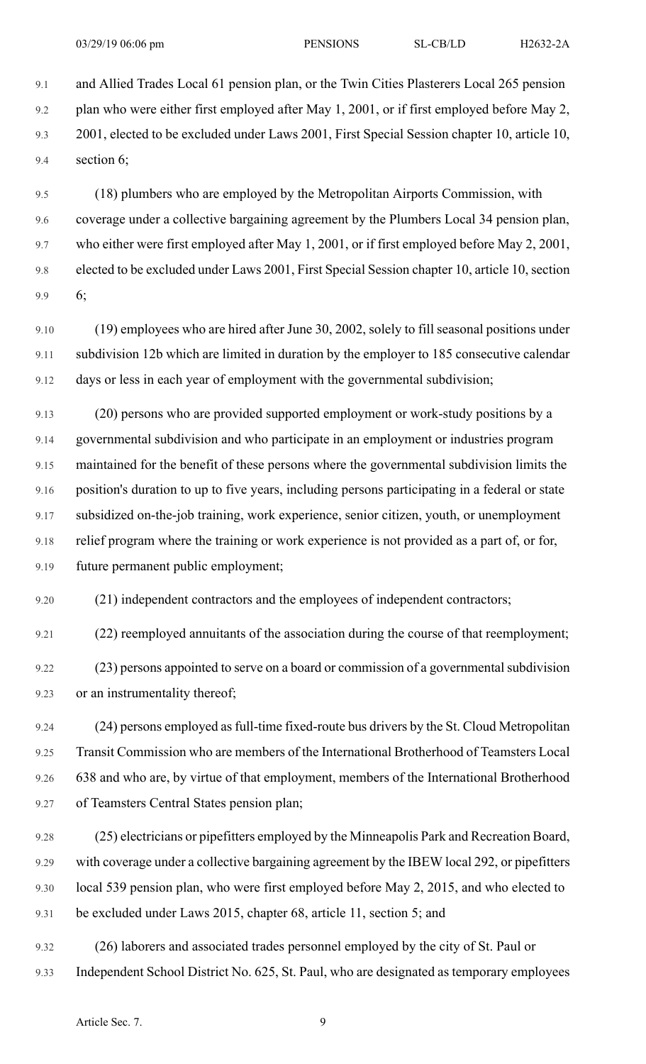and Allied Trades Local 61 pension plan, or the Twin Cities Plasterers Local 265 pension plan who were either first employed after May 1, 2001, or if first employed before May 2, 2001, elected to be excluded under Laws 2001, First Special Session chapter 10, article 10, section 6;

(18) plumbers who are employed by the Metropolitan Airports Commission, with coverage under a collective bargaining agreement by the Plumbers Local 34 pension plan, who either were first employed after May 1, 2001, or if first employed before May 2, 2001, elected to be excluded under Laws 2001, First Special Session chapter 10, article 10, section 6;

(19) employees who are hired after June 30, 2002, solely to fill seasonal positions under subdivision 12b which are limited in duration by the employer to 185 consecutive calendar days or less in each year of employment with the governmental subdivision;

(20) persons who are provided supported employment or work-study positions by a governmental subdivision and who participate in an employment or industries program maintained for the benefit of these persons where the governmental subdivision limits the position's duration to up to five years, including persons participating in a federal or state subsidized on-the-job training, work experience, senior citizen, youth, or unemployment relief program where the training or work experience is not provided as a part of, or for, future permanent public employment;

(21) independent contractors and the employees of independent contractors;

(22) reemployed annuitants of the association during the course of that reemployment;

(23) persons appointed to serve on a board or commission of a governmental subdivision or an instrumentality thereof;

(24) persons employed as full-time fixed-route bus drivers by the St. Cloud Metropolitan Transit Commission who are members of the International Brotherhood of Teamsters Local 638 and who are, by virtue of that employment, members of the International Brotherhood of Teamsters Central States pension plan;

(25) electricians or pipefitters employed by the Minneapolis Park and Recreation Board, with coverage under a collective bargaining agreement by the IBEW local 292, or pipefitters local 539 pension plan, who were first employed before May 2, 2015, and who elected to be excluded under Laws 2015, chapter 68, article 11, section 5; and

(26) laborers and associated trades personnel employed by the city of St. Paul or Independent School District No. 625, St. Paul, who are designated as temporary employees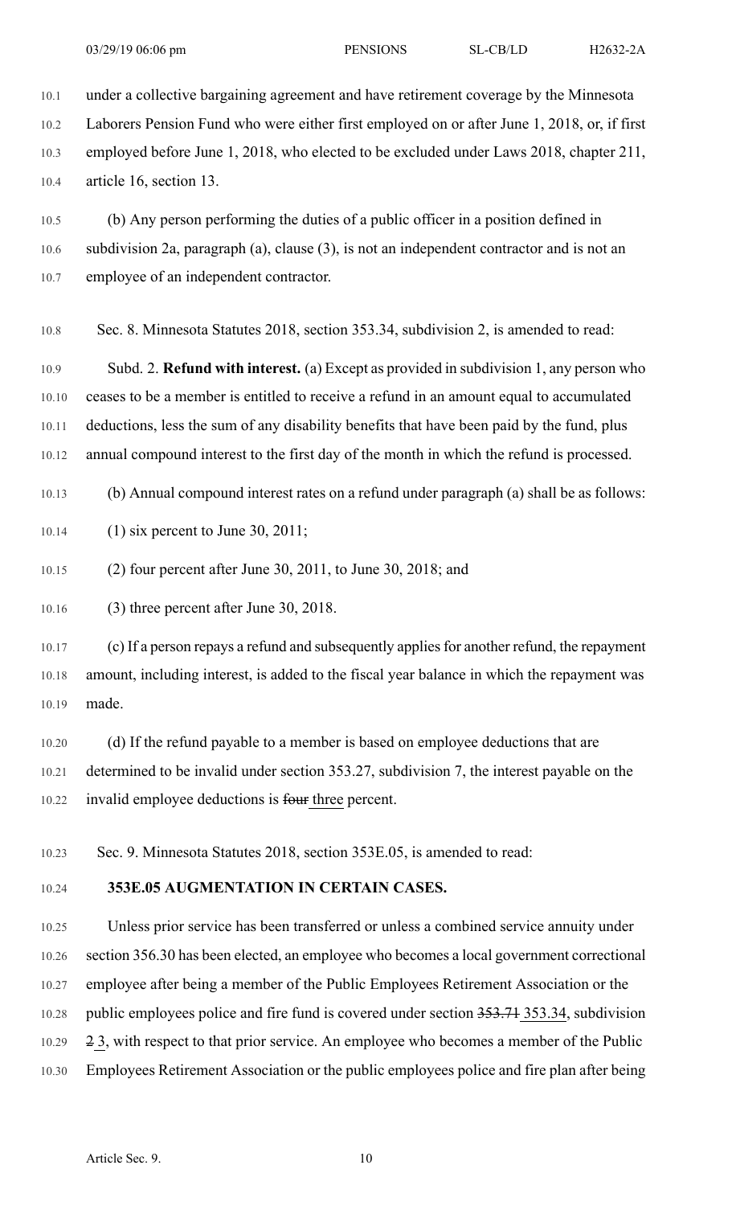under a collective bargaining agreement and have retirement coverage by the Minnesota Laborers Pension Fund who were either first employed on or after June 1, 2018, or, if first employed before June 1, 2018, who elected to be excluded under Laws 2018, chapter 211, article 16, section 13.

(b) Any person performing the duties of a public officer in a position defined in subdivision 2a, paragraph (a), clause (3), is not an independent contractor and is not an employee of an independent contractor.

Sec. 8. Minnesota Statutes 2018, section 353.34, subdivision 2, is amended to read:

Subd. 2. **Refund with interest.** (a) Except as provided in subdivision 1, any person who ceases to be a member is entitled to receive a refund in an amount equal to accumulated deductions, less the sum of any disability benefits that have been paid by the fund, plus annual compound interest to the first day of the month in which the refund is processed.

(b) Annual compound interest rates on a refund under paragraph (a) shall be as follows:

(1) six percent to June 30, 2011;

(2) four percent after June 30, 2011, to June 30, 2018; and

(3) three percent after June 30, 2018.

(c) If a person repays a refund and subsequently applies for another refund, the repayment amount, including interest, is added to the fiscal year balance in which the repayment was made.

(d) If the refund payable to a member is based on employee deductions that are determined to be invalid under section 353.27, subdivision 7, the interest payable on the invalid employee deductions is ~~four~~ <u>three</u> percent.

Sec. 9. Minnesota Statutes 2018, section 353E.05, is amended to read:

**353E.05 AUGMENTATION IN CERTAIN CASES.**

Unless prior service has been transferred or unless a combined service annuity under section 356.30 has been elected, an employee who becomes a local government correctional employee after being a member of the Public Employees Retirement Association or the public employees police and fire fund is covered under section ~~353.71~~ <u>353.34</u>, subdivision ~~2~~ <u>3</u>, with respect to that prior service. An employee who becomes a member of the Public Employees Retirement Association or the public employees police and fire plan after being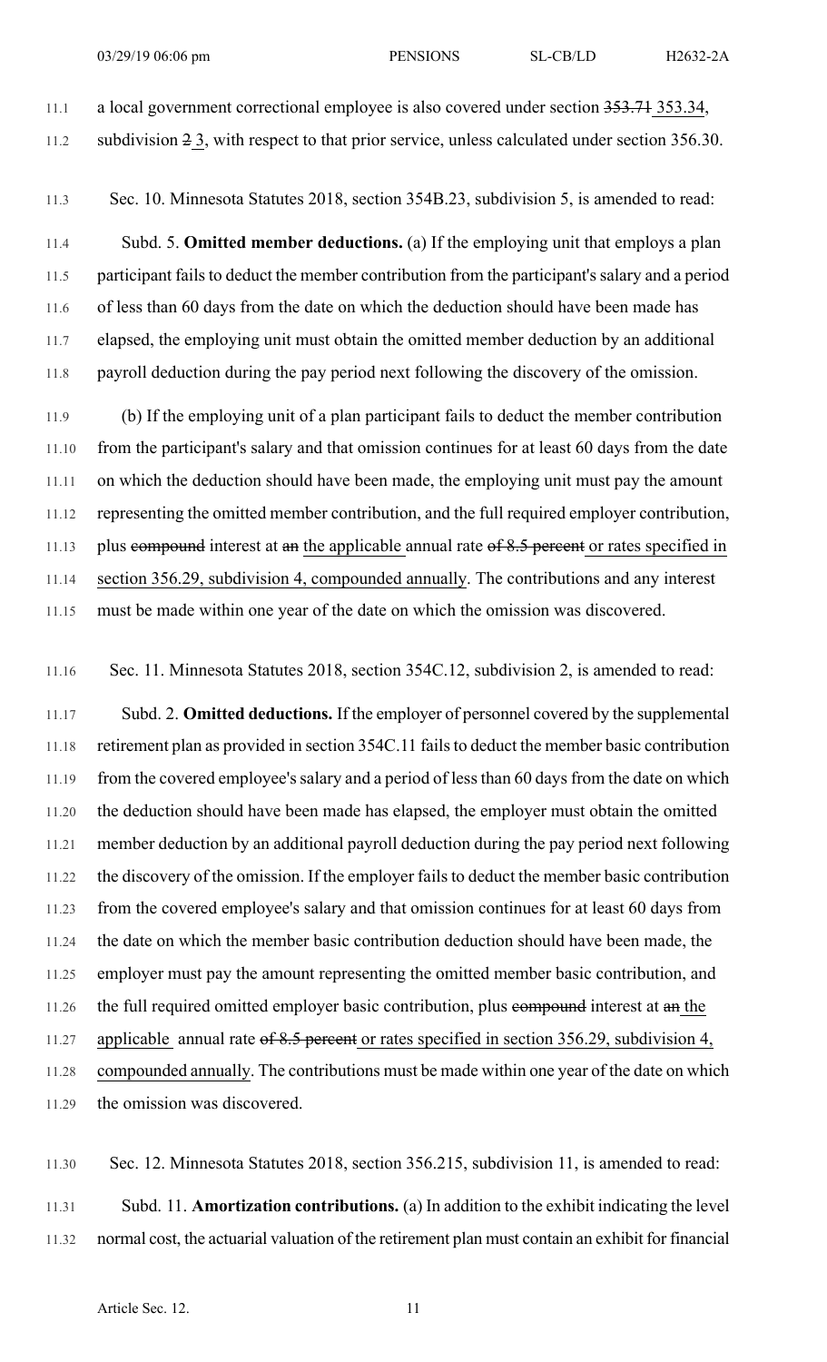a local government correctional employee is also covered under section ~~353.71~~ <u>353.34</u>, subdivision ~~2~~ <u>3</u>, with respect to that prior service, unless calculated under section 356.30.

Sec. 10. Minnesota Statutes 2018, section 354B.23, subdivision 5, is amended to read:

Subd. 5. **Omitted member deductions.** (a) If the employing unit that employs a plan participant fails to deduct the member contribution from the participant's salary and a period of less than 60 days from the date on which the deduction should have been made has elapsed, the employing unit must obtain the omitted member deduction by an additional payroll deduction during the pay period next following the discovery of the omission.

(b) If the employing unit of a plan participant fails to deduct the member contribution from the participant's salary and that omission continues for at least 60 days from the date on which the deduction should have been made, the employing unit must pay the amount representing the omitted member contribution, and the full required employer contribution, plus ~~compound~~ interest at ~~an~~ <u>the applicable</u> annual rate ~~of 8.5 percent~~ <u>or rates specified in section 356.29, subdivision 4, compounded annually</u>. The contributions and any interest must be made within one year of the date on which the omission was discovered.

Sec. 11. Minnesota Statutes 2018, section 354C.12, subdivision 2, is amended to read:

Subd. 2. **Omitted deductions.** If the employer of personnel covered by the supplemental retirement plan as provided in section 354C.11 fails to deduct the member basic contribution from the covered employee's salary and a period of less than 60 days from the date on which the deduction should have been made has elapsed, the employer must obtain the omitted member deduction by an additional payroll deduction during the pay period next following the discovery of the omission. If the employer fails to deduct the member basic contribution from the covered employee's salary and that omission continues for at least 60 days from the date on which the member basic contribution deduction should have been made, the employer must pay the amount representing the omitted member basic contribution, and the full required omitted employer basic contribution, plus ~~compound~~ interest at ~~an~~ <u>the applicable</u> annual rate ~~of 8.5 percent~~ <u>or rates specified in section 356.29, subdivision 4, compounded annually</u>. The contributions must be made within one year of the date on which the omission was discovered.

Sec. 12. Minnesota Statutes 2018, section 356.215, subdivision 11, is amended to read:

Subd. 11. **Amortization contributions.** (a) In addition to the exhibit indicating the level normal cost, the actuarial valuation of the retirement plan must contain an exhibit for financial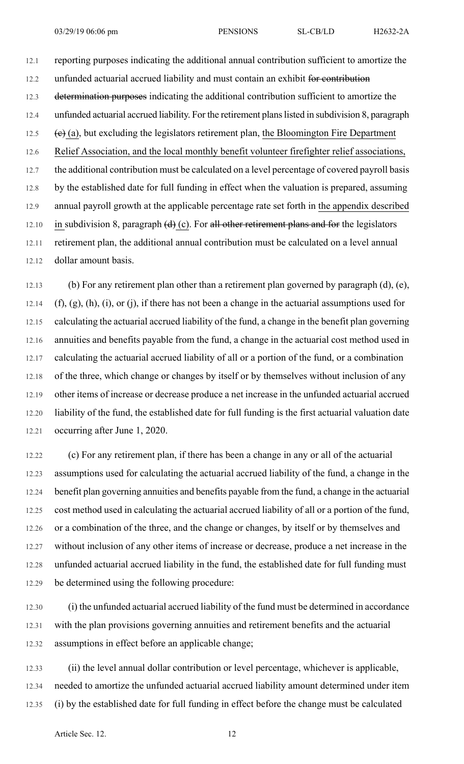reporting purposes indicating the additional annual contribution sufficient to amortize the unfunded actuarial accrued liability and must contain an exhibit ~~for contribution determination purposes~~ indicating the additional contribution sufficient to amortize the unfunded actuarial accrued liability. For the retirement plans listed in subdivision 8, paragraph ~~(c)~~ (a), but excluding the legislators retirement plan, the Bloomington Fire Department Relief Association, and the local monthly benefit volunteer firefighter relief associations, the additional contribution must be calculated on a level percentage of covered payroll basis by the established date for full funding in effect when the valuation is prepared, assuming annual payroll growth at the applicable percentage rate set forth in the appendix described in subdivision 8, paragraph ~~(d)~~ (c). For ~~all other retirement plans and for~~ the legislators retirement plan, the additional annual contribution must be calculated on a level annual dollar amount basis.

(b) For any retirement plan other than a retirement plan governed by paragraph (d), (e), (f), (g), (h), (i), or (j), if there has not been a change in the actuarial assumptions used for calculating the actuarial accrued liability of the fund, a change in the benefit plan governing annuities and benefits payable from the fund, a change in the actuarial cost method used in calculating the actuarial accrued liability of all or a portion of the fund, or a combination of the three, which change or changes by itself or by themselves without inclusion of any other items of increase or decrease produce a net increase in the unfunded actuarial accrued liability of the fund, the established date for full funding is the first actuarial valuation date occurring after June 1, 2020.

(c) For any retirement plan, if there has been a change in any or all of the actuarial assumptions used for calculating the actuarial accrued liability of the fund, a change in the benefit plan governing annuities and benefits payable from the fund, a change in the actuarial cost method used in calculating the actuarial accrued liability of all or a portion of the fund, or a combination of the three, and the change or changes, by itself or by themselves and without inclusion of any other items of increase or decrease, produce a net increase in the unfunded actuarial accrued liability in the fund, the established date for full funding must be determined using the following procedure:

(i) the unfunded actuarial accrued liability of the fund must be determined in accordance with the plan provisions governing annuities and retirement benefits and the actuarial assumptions in effect before an applicable change;

(ii) the level annual dollar contribution or level percentage, whichever is applicable, needed to amortize the unfunded actuarial accrued liability amount determined under item (i) by the established date for full funding in effect before the change must be calculated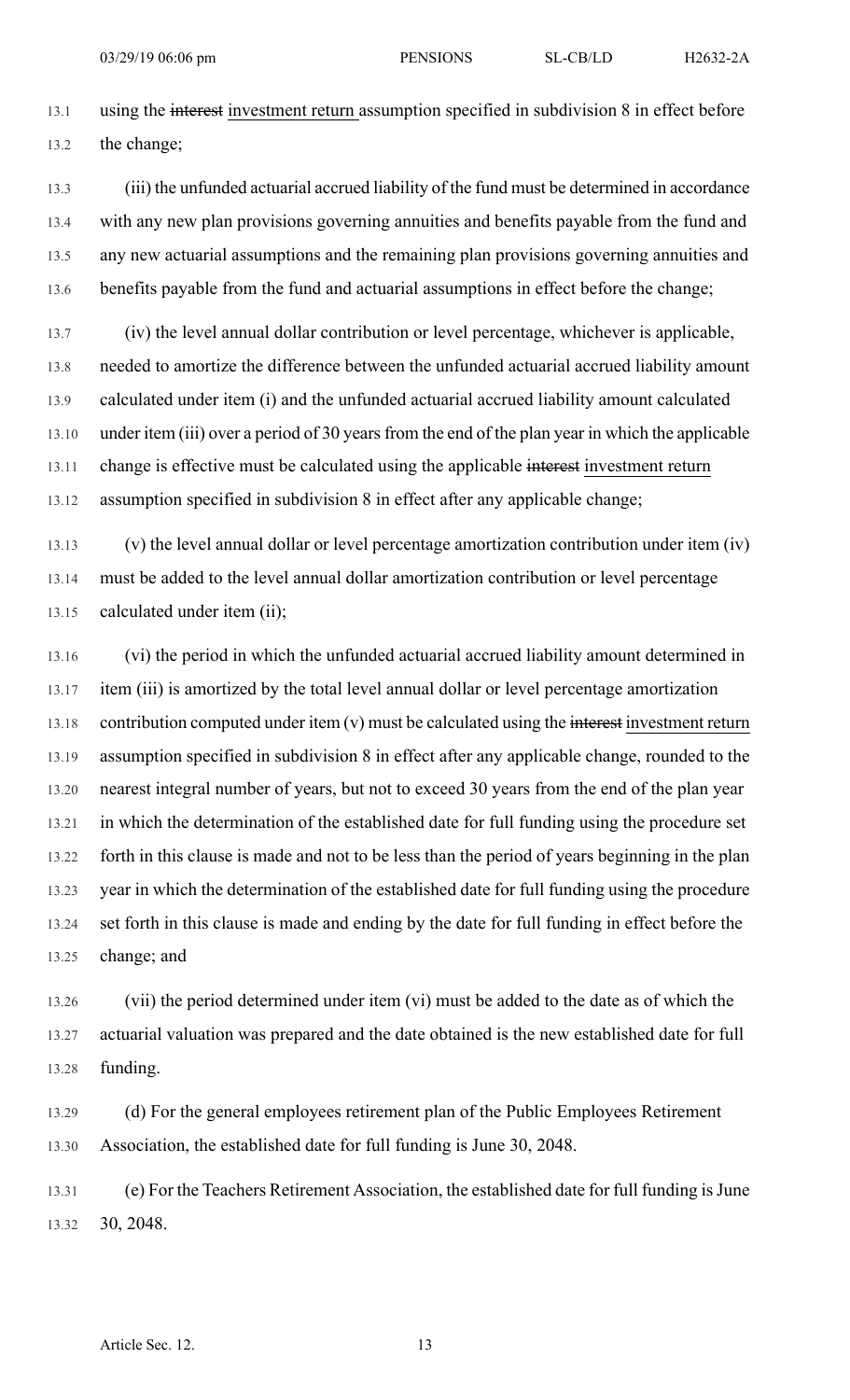using the ~~interest~~ investment return assumption specified in subdivision 8 in effect before the change;

(iii) the unfunded actuarial accrued liability of the fund must be determined in accordance with any new plan provisions governing annuities and benefits payable from the fund and any new actuarial assumptions and the remaining plan provisions governing annuities and benefits payable from the fund and actuarial assumptions in effect before the change;

(iv) the level annual dollar contribution or level percentage, whichever is applicable, needed to amortize the difference between the unfunded actuarial accrued liability amount calculated under item (i) and the unfunded actuarial accrued liability amount calculated under item (iii) over a period of 30 years from the end of the plan year in which the applicable change is effective must be calculated using the applicable ~~interest~~ investment return assumption specified in subdivision 8 in effect after any applicable change;

(v) the level annual dollar or level percentage amortization contribution under item (iv) must be added to the level annual dollar amortization contribution or level percentage calculated under item (ii);

(vi) the period in which the unfunded actuarial accrued liability amount determined in item (iii) is amortized by the total level annual dollar or level percentage amortization contribution computed under item (v) must be calculated using the ~~interest~~ investment return assumption specified in subdivision 8 in effect after any applicable change, rounded to the nearest integral number of years, but not to exceed 30 years from the end of the plan year in which the determination of the established date for full funding using the procedure set forth in this clause is made and not to be less than the period of years beginning in the plan year in which the determination of the established date for full funding using the procedure set forth in this clause is made and ending by the date for full funding in effect before the change; and

(vii) the period determined under item (vi) must be added to the date as of which the actuarial valuation was prepared and the date obtained is the new established date for full funding.

(d) For the general employees retirement plan of the Public Employees Retirement Association, the established date for full funding is June 30, 2048.

(e) For the Teachers Retirement Association, the established date for full funding is June 30, 2048.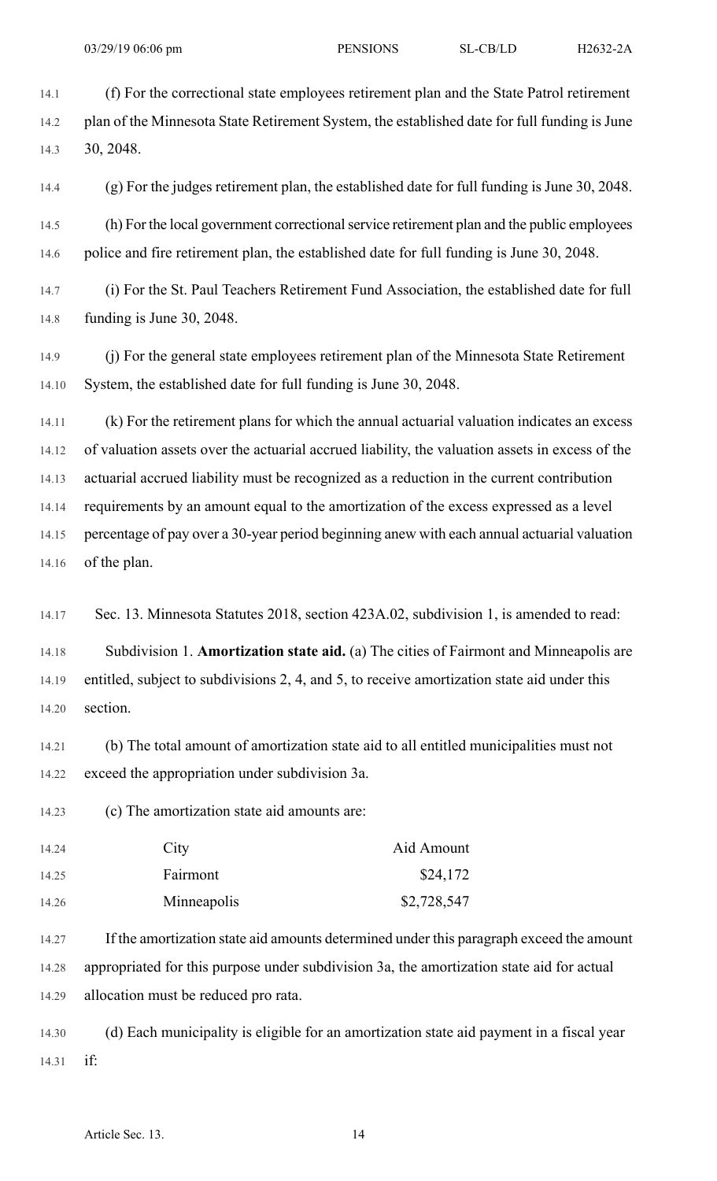(f) For the correctional state employees retirement plan and the State Patrol retirement plan of the Minnesota State Retirement System, the established date for full funding is June 30, 2048.

(g) For the judges retirement plan, the established date for full funding is June 30, 2048.

(h) For the local government correctional service retirement plan and the public employees police and fire retirement plan, the established date for full funding is June 30, 2048.

(i) For the St. Paul Teachers Retirement Fund Association, the established date for full funding is June 30, 2048.

(j) For the general state employees retirement plan of the Minnesota State Retirement System, the established date for full funding is June 30, 2048.

(k) For the retirement plans for which the annual actuarial valuation indicates an excess of valuation assets over the actuarial accrued liability, the valuation assets in excess of the actuarial accrued liability must be recognized as a reduction in the current contribution requirements by an amount equal to the amortization of the excess expressed as a level percentage of pay over a 30-year period beginning anew with each annual actuarial valuation of the plan.

Sec. 13. Minnesota Statutes 2018, section 423A.02, subdivision 1, is amended to read:

Subdivision 1. **Amortization state aid.** (a) The cities of Fairmont and Minneapolis are entitled, subject to subdivisions 2, 4, and 5, to receive amortization state aid under this section.

(b) The total amount of amortization state aid to all entitled municipalities must not exceed the appropriation under subdivision 3a.

(c) The amortization state aid amounts are:

| City | Aid Amount |
|---|---|
| Fairmont | $24,172 |
| Minneapolis | $2,728,547 |

If the amortization state aid amounts determined under this paragraph exceed the amount appropriated for this purpose under subdivision 3a, the amortization state aid for actual allocation must be reduced pro rata.

(d) Each municipality is eligible for an amortization state aid payment in a fiscal year if: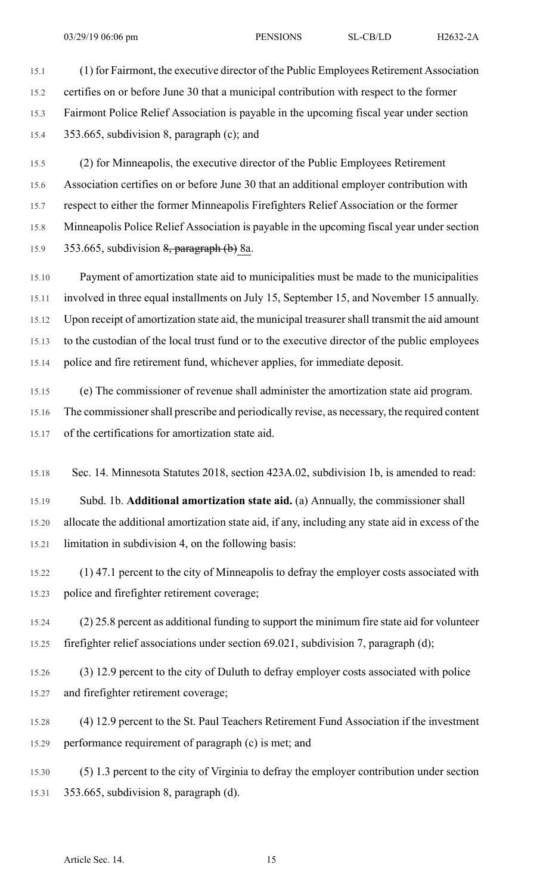(1) for Fairmont, the executive director of the Public Employees Retirement Association certifies on or before June 30 that a municipal contribution with respect to the former Fairmont Police Relief Association is payable in the upcoming fiscal year under section 353.665, subdivision 8, paragraph (c); and

(2) for Minneapolis, the executive director of the Public Employees Retirement Association certifies on or before June 30 that an additional employer contribution with respect to either the former Minneapolis Firefighters Relief Association or the former Minneapolis Police Relief Association is payable in the upcoming fiscal year under section 353.665, subdivision ~~8, paragraph (b)~~ 8a.

Payment of amortization state aid to municipalities must be made to the municipalities involved in three equal installments on July 15, September 15, and November 15 annually. Upon receipt of amortization state aid, the municipal treasurer shall transmit the aid amount to the custodian of the local trust fund or to the executive director of the public employees police and fire retirement fund, whichever applies, for immediate deposit.

(e) The commissioner of revenue shall administer the amortization state aid program. The commissioner shall prescribe and periodically revise, as necessary, the required content of the certifications for amortization state aid.

Sec. 14. Minnesota Statutes 2018, section 423A.02, subdivision 1b, is amended to read:

Subd. 1b. **Additional amortization state aid.** (a) Annually, the commissioner shall allocate the additional amortization state aid, if any, including any state aid in excess of the limitation in subdivision 4, on the following basis:

(1) 47.1 percent to the city of Minneapolis to defray the employer costs associated with police and firefighter retirement coverage;

(2) 25.8 percent as additional funding to support the minimum fire state aid for volunteer firefighter relief associations under section 69.021, subdivision 7, paragraph (d);

(3) 12.9 percent to the city of Duluth to defray employer costs associated with police and firefighter retirement coverage;

(4) 12.9 percent to the St. Paul Teachers Retirement Fund Association if the investment performance requirement of paragraph (c) is met; and

(5) 1.3 percent to the city of Virginia to defray the employer contribution under section 353.665, subdivision 8, paragraph (d).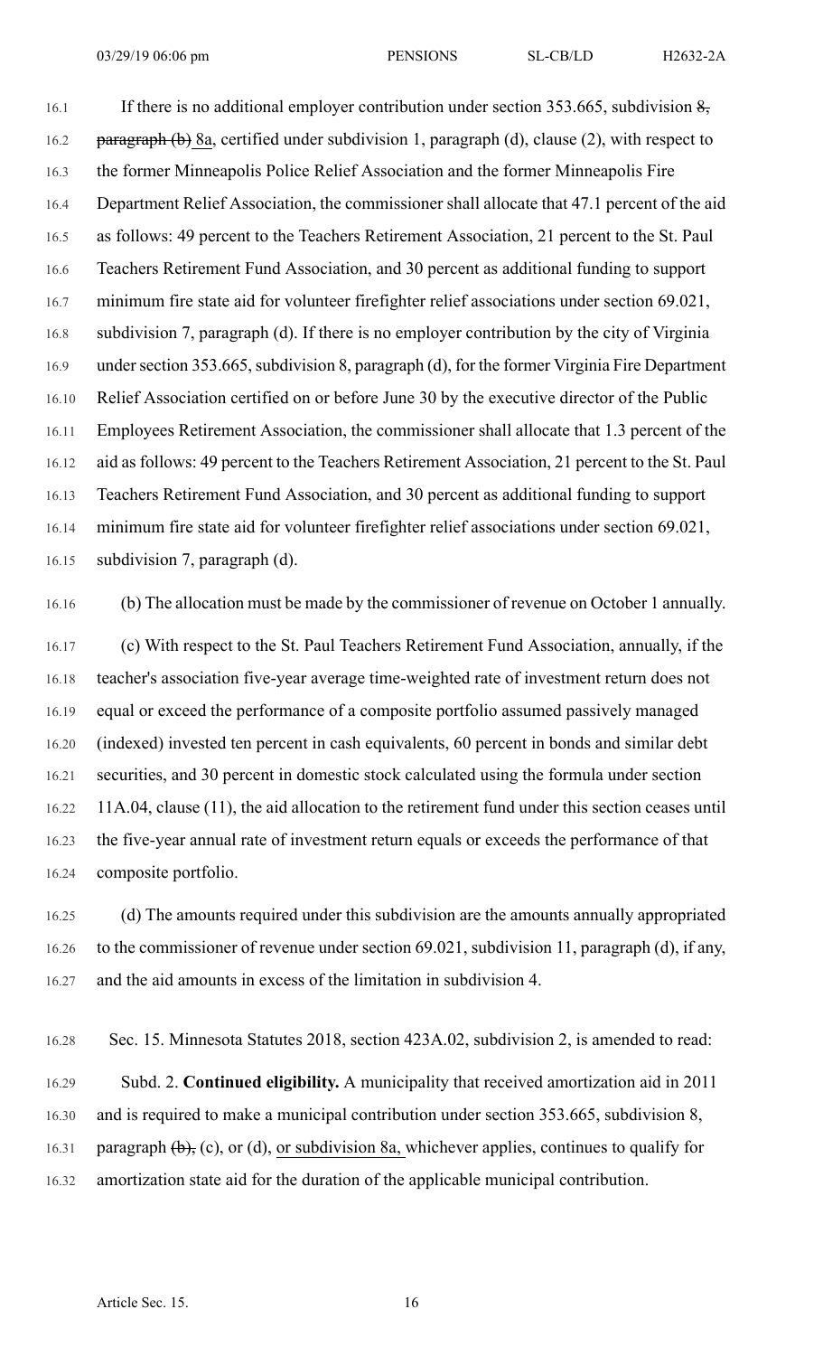If there is no additional employer contribution under section 353.665, subdivision ~~8, paragraph (b)~~ 8a, certified under subdivision 1, paragraph (d), clause (2), with respect to the former Minneapolis Police Relief Association and the former Minneapolis Fire Department Relief Association, the commissioner shall allocate that 47.1 percent of the aid as follows: 49 percent to the Teachers Retirement Association, 21 percent to the St. Paul Teachers Retirement Fund Association, and 30 percent as additional funding to support minimum fire state aid for volunteer firefighter relief associations under section 69.021, subdivision 7, paragraph (d). If there is no employer contribution by the city of Virginia under section 353.665, subdivision 8, paragraph (d), for the former Virginia Fire Department Relief Association certified on or before June 30 by the executive director of the Public Employees Retirement Association, the commissioner shall allocate that 1.3 percent of the aid as follows: 49 percent to the Teachers Retirement Association, 21 percent to the St. Paul Teachers Retirement Fund Association, and 30 percent as additional funding to support minimum fire state aid for volunteer firefighter relief associations under section 69.021, subdivision 7, paragraph (d).

(b) The allocation must be made by the commissioner of revenue on October 1 annually.

(c) With respect to the St. Paul Teachers Retirement Fund Association, annually, if the teacher's association five-year average time-weighted rate of investment return does not equal or exceed the performance of a composite portfolio assumed passively managed (indexed) invested ten percent in cash equivalents, 60 percent in bonds and similar debt securities, and 30 percent in domestic stock calculated using the formula under section 11A.04, clause (11), the aid allocation to the retirement fund under this section ceases until the five-year annual rate of investment return equals or exceeds the performance of that composite portfolio.

(d) The amounts required under this subdivision are the amounts annually appropriated to the commissioner of revenue under section 69.021, subdivision 11, paragraph (d), if any, and the aid amounts in excess of the limitation in subdivision 4.

Sec. 15. Minnesota Statutes 2018, section 423A.02, subdivision 2, is amended to read:

Subd. 2. **Continued eligibility.** A municipality that received amortization aid in 2011 and is required to make a municipal contribution under section 353.665, subdivision 8, paragraph ~~(b),~~ (c), or (d), <u>or subdivision 8a,</u> whichever applies, continues to qualify for amortization state aid for the duration of the applicable municipal contribution.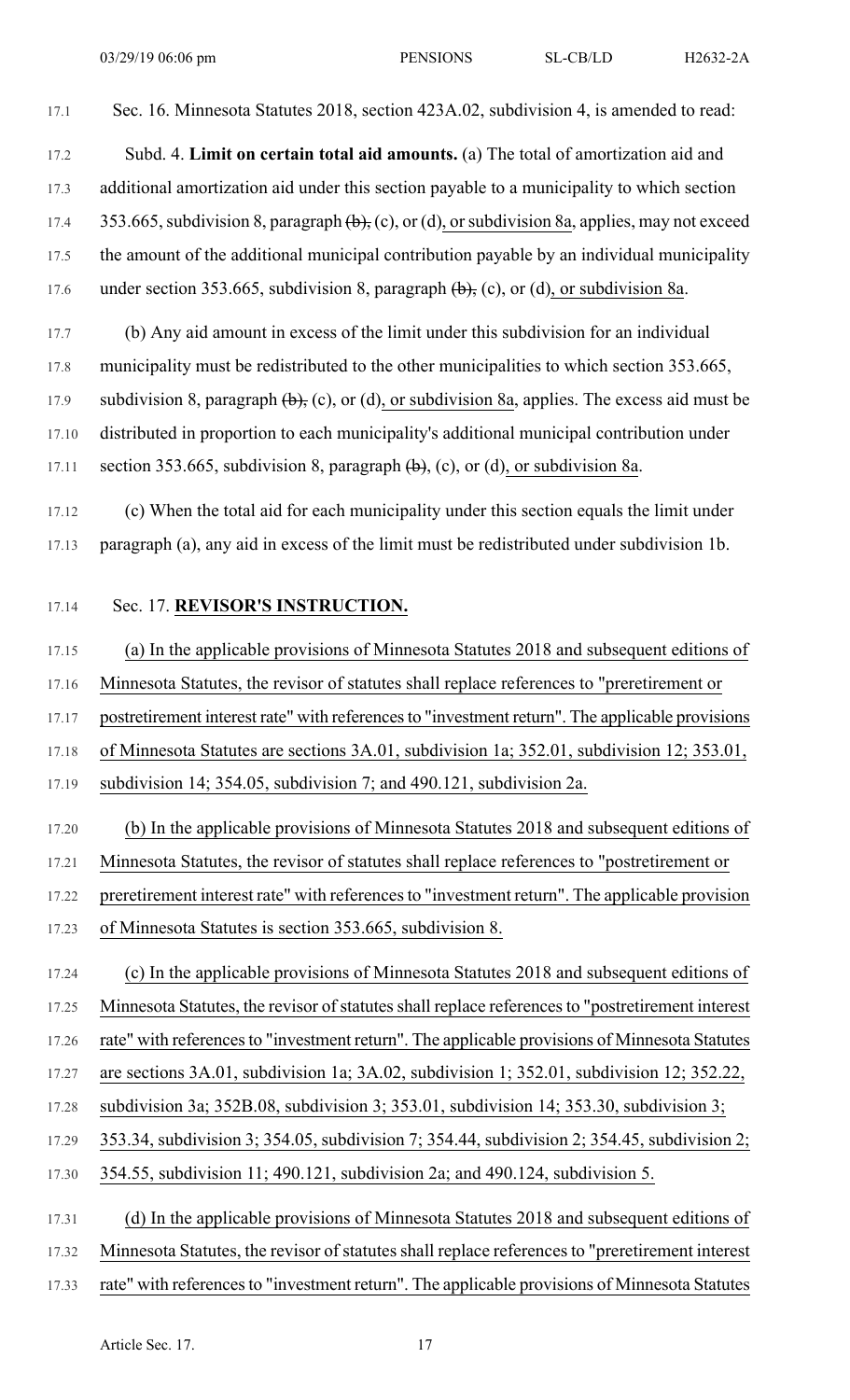Sec. 16. Minnesota Statutes 2018, section 423A.02, subdivision 4, is amended to read:

Subd. 4. **Limit on certain total aid amounts.** (a) The total of amortization aid and additional amortization aid under this section payable to a municipality to which section 353.665, subdivision 8, paragraph ~~(b),~~ (c), or (d), or subdivision 8a, applies, may not exceed the amount of the additional municipal contribution payable by an individual municipality under section 353.665, subdivision 8, paragraph ~~(b),~~ (c), or (d), or subdivision 8a.

(b) Any aid amount in excess of the limit under this subdivision for an individual municipality must be redistributed to the other municipalities to which section 353.665, subdivision 8, paragraph ~~(b),~~ (c), or (d), or subdivision 8a, applies. The excess aid must be distributed in proportion to each municipality's additional municipal contribution under section 353.665, subdivision 8, paragraph ~~(b),~~ (c), or (d), or subdivision 8a.

(c) When the total aid for each municipality under this section equals the limit under paragraph (a), any aid in excess of the limit must be redistributed under subdivision 1b.

Sec. 17. **REVISOR'S INSTRUCTION.**

(a) In the applicable provisions of Minnesota Statutes 2018 and subsequent editions of Minnesota Statutes, the revisor of statutes shall replace references to "preretirement or postretirement interest rate" with references to "investment return". The applicable provisions of Minnesota Statutes are sections 3A.01, subdivision 1a; 352.01, subdivision 12; 353.01, subdivision 14; 354.05, subdivision 7; and 490.121, subdivision 2a.

(b) In the applicable provisions of Minnesota Statutes 2018 and subsequent editions of Minnesota Statutes, the revisor of statutes shall replace references to "postretirement or preretirement interest rate" with references to "investment return". The applicable provision of Minnesota Statutes is section 353.665, subdivision 8.

(c) In the applicable provisions of Minnesota Statutes 2018 and subsequent editions of Minnesota Statutes, the revisor of statutes shall replace references to "postretirement interest rate" with references to "investment return". The applicable provisions of Minnesota Statutes are sections 3A.01, subdivision 1a; 3A.02, subdivision 1; 352.01, subdivision 12; 352.22, subdivision 3a; 352B.08, subdivision 3; 353.01, subdivision 14; 353.30, subdivision 3; 353.34, subdivision 3; 354.05, subdivision 7; 354.44, subdivision 2; 354.45, subdivision 2; 354.55, subdivision 11; 490.121, subdivision 2a; and 490.124, subdivision 5.

(d) In the applicable provisions of Minnesota Statutes 2018 and subsequent editions of Minnesota Statutes, the revisor of statutes shall replace references to "preretirement interest rate" with references to "investment return". The applicable provisions of Minnesota Statutes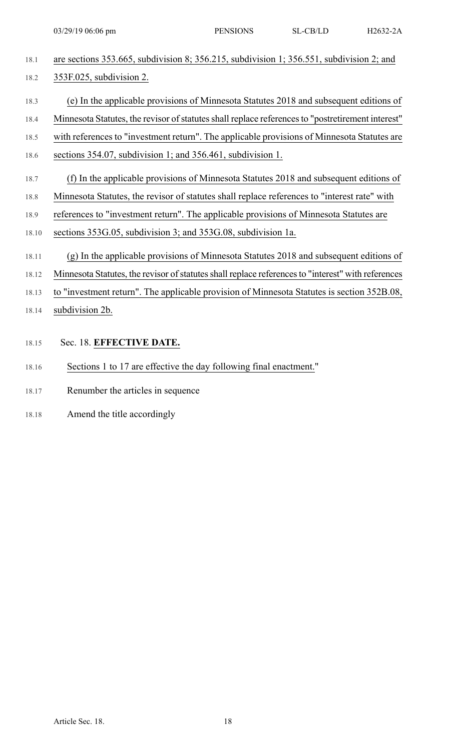are sections 353.665, subdivision 8; 356.215, subdivision 1; 356.551, subdivision 2; and 353F.025, subdivision 2.

(e) In the applicable provisions of Minnesota Statutes 2018 and subsequent editions of Minnesota Statutes, the revisor of statutes shall replace references to "postretirement interest" with references to "investment return". The applicable provisions of Minnesota Statutes are sections 354.07, subdivision 1; and 356.461, subdivision 1.

(f) In the applicable provisions of Minnesota Statutes 2018 and subsequent editions of Minnesota Statutes, the revisor of statutes shall replace references to "interest rate" with references to "investment return". The applicable provisions of Minnesota Statutes are sections 353G.05, subdivision 3; and 353G.08, subdivision 1a.

(g) In the applicable provisions of Minnesota Statutes 2018 and subsequent editions of Minnesota Statutes, the revisor of statutes shall replace references to "interest" with references to "investment return". The applicable provision of Minnesota Statutes is section 352B.08, subdivision 2b.

Sec. 18. **EFFECTIVE DATE.**

Sections 1 to 17 are effective the day following final enactment."

Renumber the articles in sequence

Amend the title accordingly